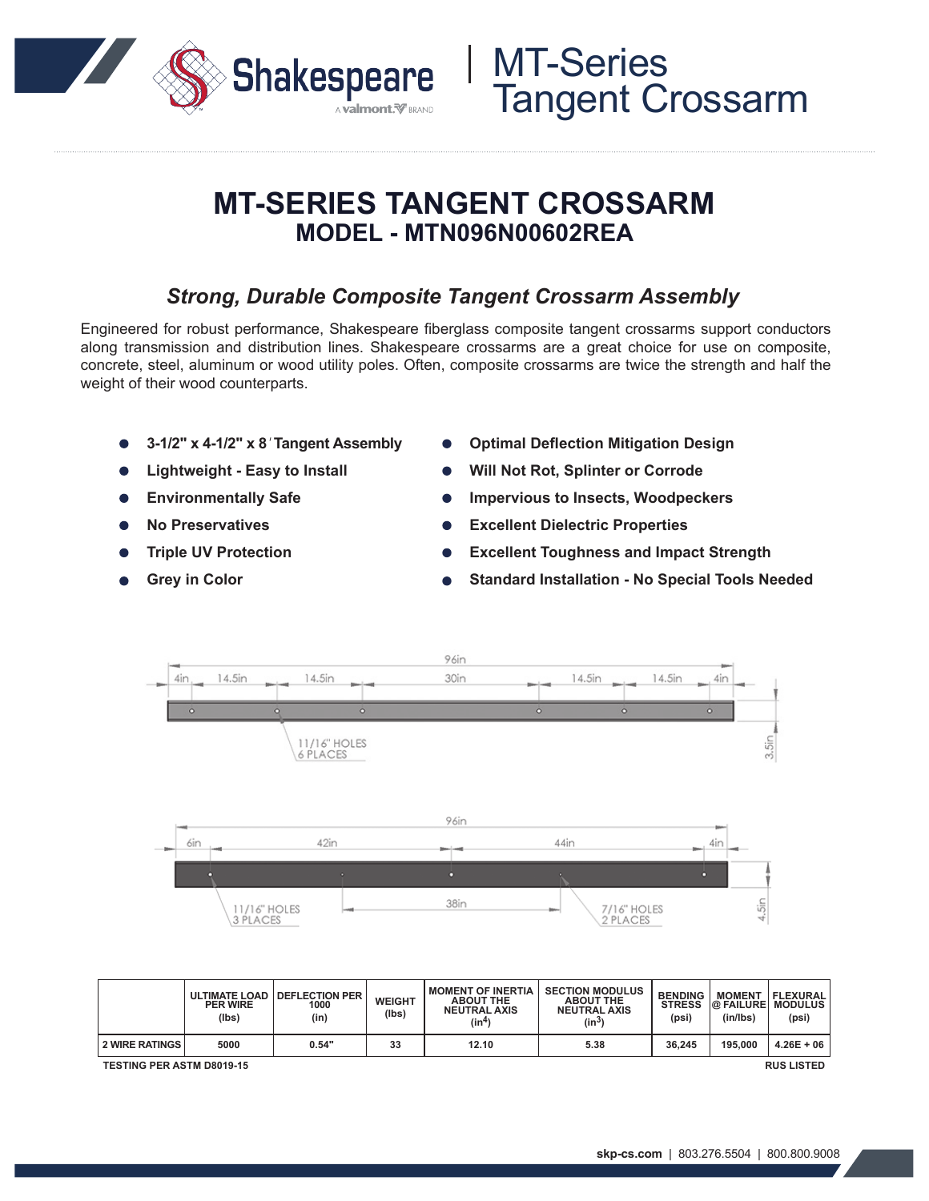# MT-Series Tangent Crossarm

## MT-SERIES TANGENT CROSSARM
### MODEL - MTN096N00602REA

### *Strong, Durable Composite Tangent Crossarm Assembly*

Engineered for robust performance, Shakespeare fiberglass composite tangent crossarms support conductors along transmission and distribution lines. Shakespeare crossarms are a great choice for use on composite, concrete, steel, aluminum or wood utility poles. Often, composite crossarms are twice the strength and half the weight of their wood counterparts.

- **3-1/2" x 4-1/2" x 8' Tangent Assembly**
- **Lightweight - Easy to Install**
- **Environmentally Safe**
- **No Preservatives**
- **Triple UV Protection**
- **Grey in Color**
- **Optimal Deflection Mitigation Design**
- **Will Not Rot, Splinter or Corrode**
- **Impervious to Insects, Woodpeckers**
- **Excellent Dielectric Properties**
- **Excellent Toughness and Impact Strength**
- **Standard Installation - No Special Tools Needed**

96in
4in | 14.5in | 14.5in | 30in | 14.5in | 14.5in | 4in
11/16" HOLES 6 PLACES
3.5in

96in
6in | 42in | 44in | 4in
38in
11/16" HOLES 3 PLACES
7/16" HOLES 2 PLACES
4.5in

| | ULTIMATE LOAD PER WIRE (lbs) | DEFLECTION PER 1000 (in) | WEIGHT (lbs) | MOMENT OF INERTIA ABOUT THE NEUTRAL AXIS ($in^4$) | SECTION MODULUS ABOUT THE NEUTRAL AXIS ($in^3$) | BENDING STRESS (psi) | MOMENT @ FAILURE (in/lbs) | FLEXURAL MODULUS (psi) |
|---|---|---|---|---|---|---|---|---|
| 2 WIRE RATINGS | 5000 | 0.54" | 33 | 12.10 | 5.38 | 36,245 | 195,000 | 4.26E + 06 |

TESTING PER ASTM D8019-15

RUS LISTED

skp-cs.com | 803.276.5504 | 800.800.9008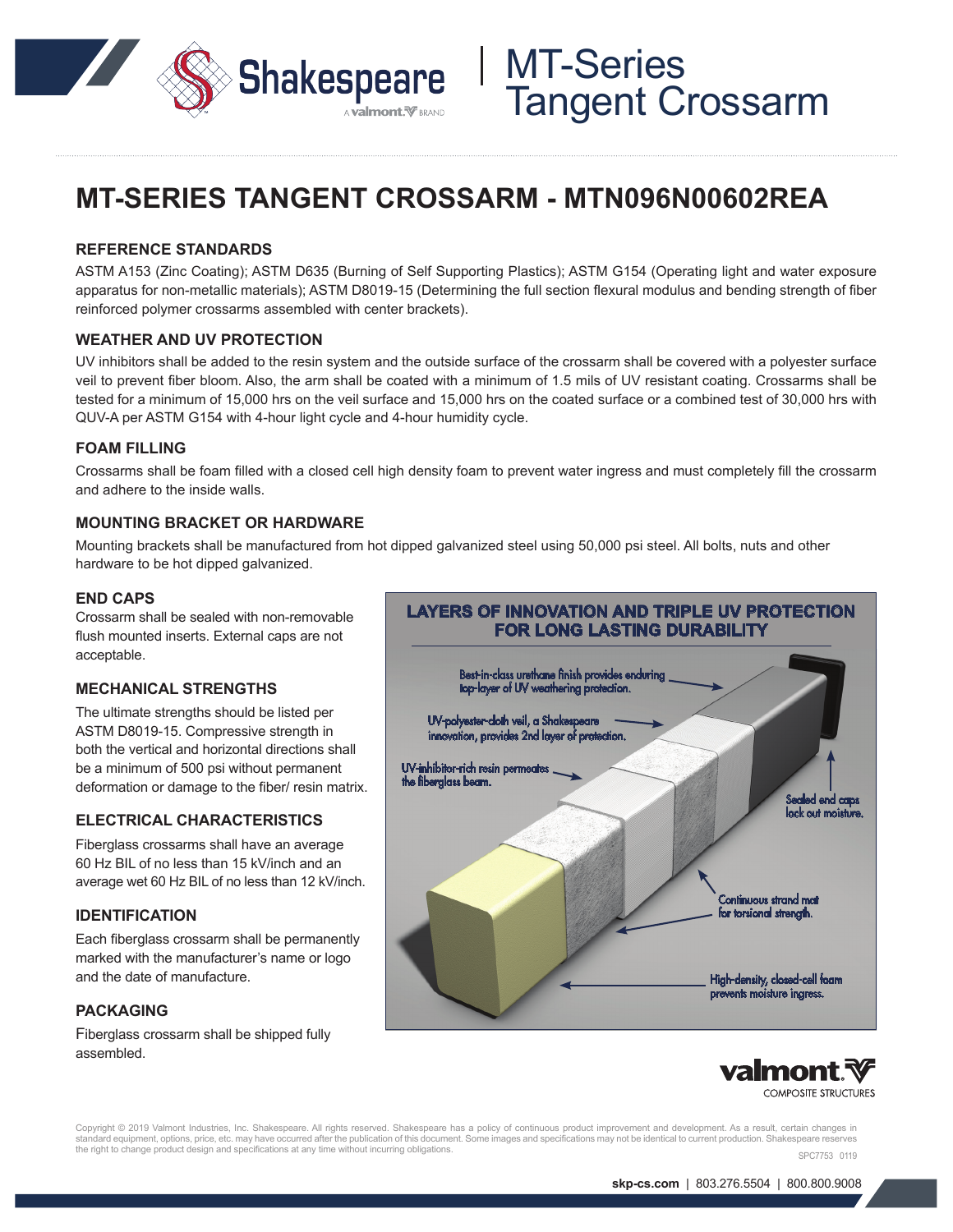# MT-Series Tangent Crossarm

## MT-SERIES TANGENT CROSSARM - MTN096N00602REA

### REFERENCE STANDARDS

ASTM A153 (Zinc Coating); ASTM D635 (Burning of Self Supporting Plastics); ASTM G154 (Operating light and water exposure apparatus for non-metallic materials); ASTM D8019-15 (Determining the full section flexural modulus and bending strength of fiber reinforced polymer crossarms assembled with center brackets).

### WEATHER AND UV PROTECTION

UV inhibitors shall be added to the resin system and the outside surface of the crossarm shall be covered with a polyester surface veil to prevent fiber bloom. Also, the arm shall be coated with a minimum of 1.5 mils of UV resistant coating. Crossarms shall be tested for a minimum of 15,000 hrs on the veil surface and 15,000 hrs on the coated surface or a combined test of 30,000 hrs with QUV-A per ASTM G154 with 4-hour light cycle and 4-hour humidity cycle.

### FOAM FILLING

Crossarms shall be foam filled with a closed cell high density foam to prevent water ingress and must completely fill the crossarm and adhere to the inside walls.

### MOUNTING BRACKET OR HARDWARE

Mounting brackets shall be manufactured from hot dipped galvanized steel using 50,000 psi steel. All bolts, nuts and other hardware to be hot dipped galvanized.

### END CAPS

Crossarm shall be sealed with non-removable flush mounted inserts. External caps are not acceptable.

### MECHANICAL STRENGTHS

The ultimate strengths should be listed per ASTM D8019-15. Compressive strength in both the vertical and horizontal directions shall be a minimum of 500 psi without permanent deformation or damage to the fiber/ resin matrix.

### ELECTRICAL CHARACTERISTICS

Fiberglass crossarms shall have an average 60 Hz BIL of no less than 15 kV/inch and an average wet 60 Hz BIL of no less than 12 kV/inch.

### IDENTIFICATION

Each fiberglass crossarm shall be permanently marked with the manufacturer's name or logo and the date of manufacture.

### PACKAGING

Fiberglass crossarm shall be shipped fully assembled.

LAYERS OF INNOVATION AND TRIPLE UV PROTECTION FOR LONG LASTING DURABILITY

Best-in-class urethane finish provides enduring top-layer of UV weathering protection.

UV-polyester-cloth veil, a Shakespeare innovation, provides 2nd layer of protection.

UV-inhibitor-rich resin permeates the fiberglass beam.

Sealed end caps lock out moisture.

Continuous strand mat for torsional strength.

High-density, closed-cell foam prevents moisture ingress.

Copyright © 2019 Valmont Industries, Inc. Shakespeare. All rights reserved. Shakespeare has a policy of continuous product improvement and development. As a result, certain changes in standard equipment, options, price, etc. may have occurred after the publication of this document. Some images and specifications may not be identical to current production. Shakespeare reserves the right to change product design and specifications at any time without incurring obligations.

SPC7753 0119

**skp-cs.com** | 803.276.5504 | 800.800.9008